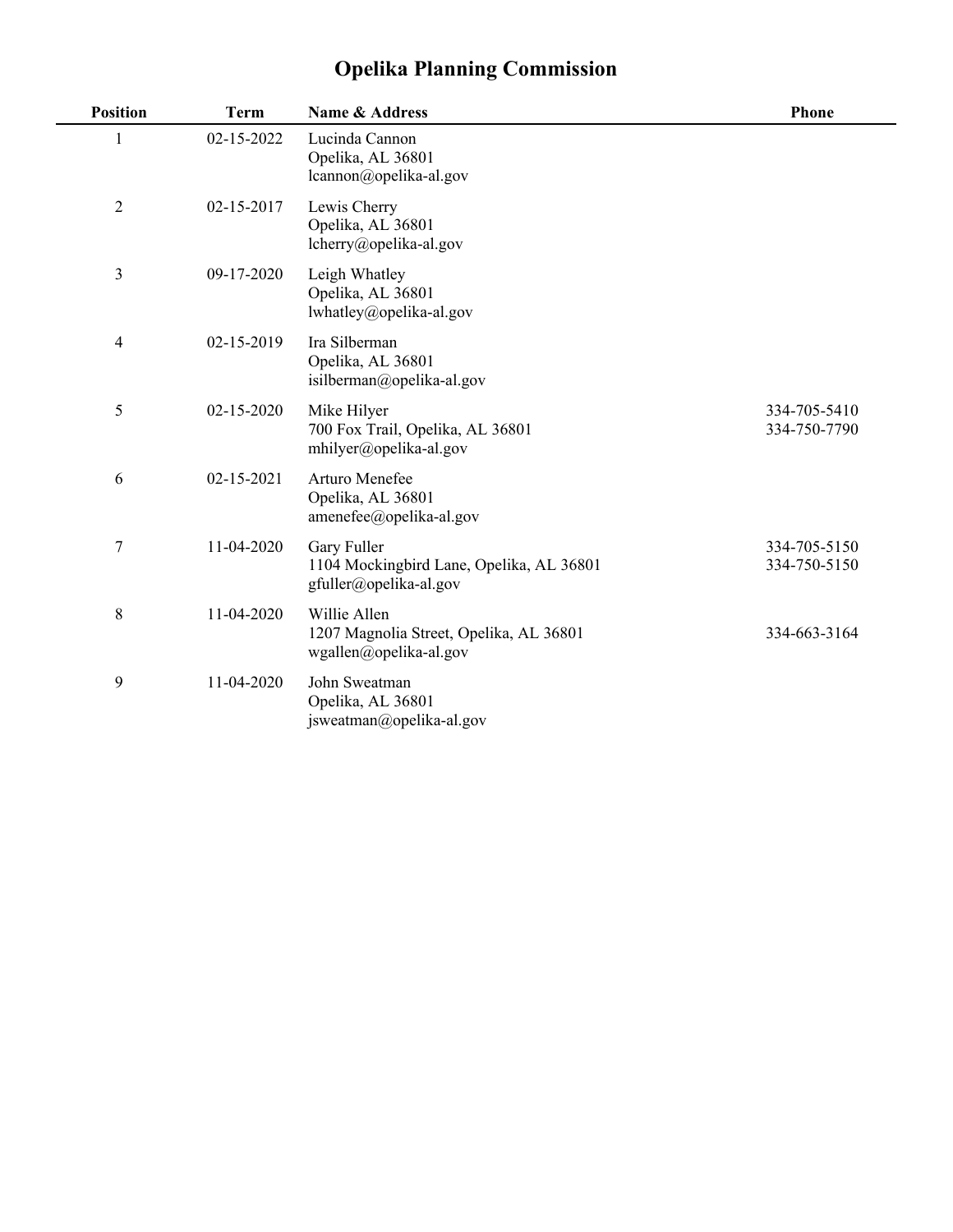# Opelika Planning Commission

| Position | Term | Name & Address | Phone |
|---|---|---|---|
| 1 | 02-15-2022 | Lucinda Cannon<br>Opelika, AL 36801<br>lcannon@opelika-al.gov | |
| 2 | 02-15-2017 | Lewis Cherry<br>Opelika, AL 36801<br>lcherry@opelika-al.gov | |
| 3 | 09-17-2020 | Leigh Whatley<br>Opelika, AL 36801<br>lwhatley@opelika-al.gov | |
| 4 | 02-15-2019 | Ira Silberman<br>Opelika, AL 36801<br>isilberman@opelika-al.gov | |
| 5 | 02-15-2020 | Mike Hilyer<br>700 Fox Trail, Opelika, AL 36801<br>mhilyer@opelika-al.gov | 334-705-5410<br>334-750-7790 |
| 6 | 02-15-2021 | Arturo Menefee<br>Opelika, AL 36801<br>amenefee@opelika-al.gov | |
| 7 | 11-04-2020 | Gary Fuller<br>1104 Mockingbird Lane, Opelika, AL 36801<br>gfuller@opelika-al.gov | 334-705-5150<br>334-750-5150 |
| 8 | 11-04-2020 | Willie Allen<br>1207 Magnolia Street, Opelika, AL 36801<br>wgallen@opelika-al.gov | 334-663-3164 |
| 9 | 11-04-2020 | John Sweatman<br>Opelika, AL 36801<br>jsweatman@opelika-al.gov | |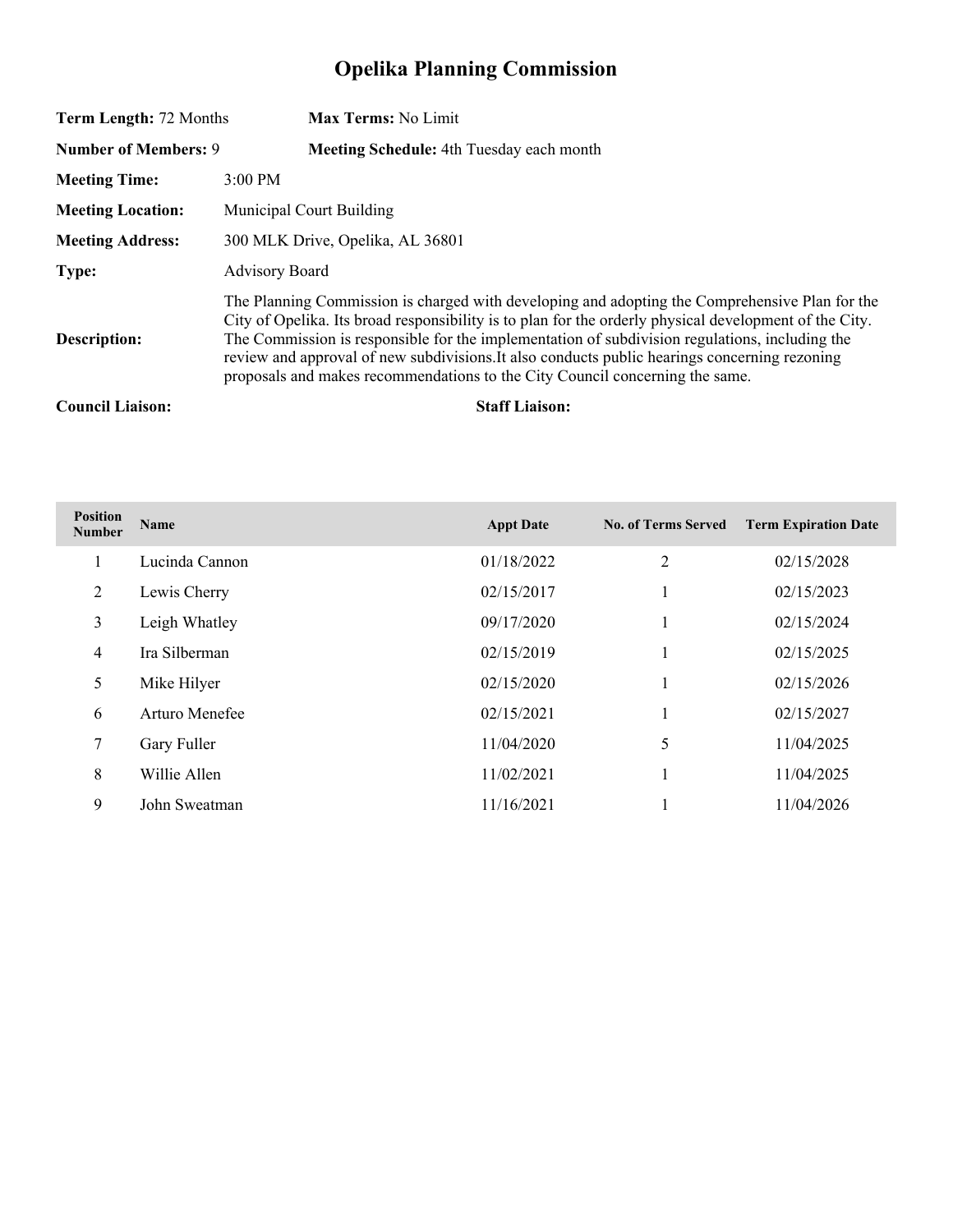# Opelika Planning Commission

**Term Length:** 72 Months **Max Terms:** No Limit

**Number of Members:** 9 **Meeting Schedule:** 4th Tuesday each month

**Meeting Time:** 3:00 PM

**Meeting Location:** Municipal Court Building

**Meeting Address:** 300 MLK Drive, Opelika, AL 36801

**Type:** Advisory Board

**Description:** The Planning Commission is charged with developing and adopting the Comprehensive Plan for the City of Opelika. Its broad responsibility is to plan for the orderly physical development of the City. The Commission is responsible for the implementation of subdivision regulations, including the review and approval of new subdivisions.It also conducts public hearings concerning rezoning proposals and makes recommendations to the City Council concerning the same.

**Council Liaison:** **Staff Liaison:**

| Position Number | Name | Appt Date | No. of Terms Served | Term Expiration Date |
|---|---|---|---|---|
| 1 | Lucinda Cannon | 01/18/2022 | 2 | 02/15/2028 |
| 2 | Lewis Cherry | 02/15/2017 | 1 | 02/15/2023 |
| 3 | Leigh Whatley | 09/17/2020 | 1 | 02/15/2024 |
| 4 | Ira Silberman | 02/15/2019 | 1 | 02/15/2025 |
| 5 | Mike Hilyer | 02/15/2020 | 1 | 02/15/2026 |
| 6 | Arturo Menefee | 02/15/2021 | 1 | 02/15/2027 |
| 7 | Gary Fuller | 11/04/2020 | 5 | 11/04/2025 |
| 8 | Willie Allen | 11/02/2021 | 1 | 11/04/2025 |
| 9 | John Sweatman | 11/16/2021 | 1 | 11/04/2026 |